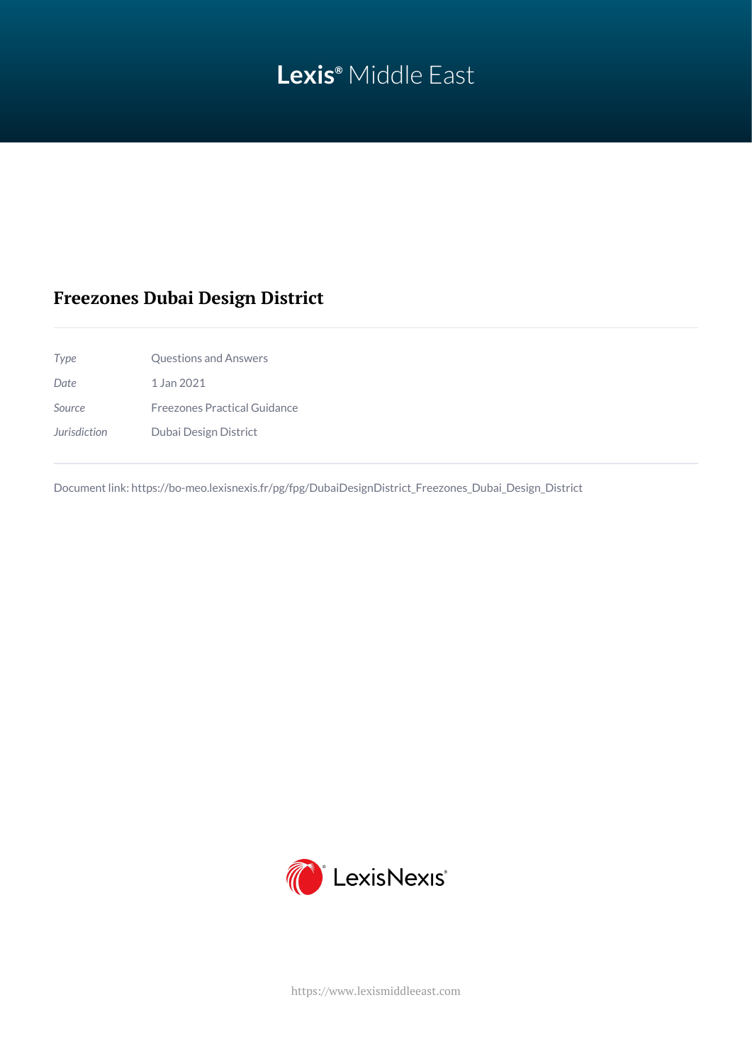Lexis® Middle East

# Freezones Dubai Design District

| | |
|---|---|
| *Type* | Questions and Answers |
| *Date* | 1 Jan 2021 |
| *Source* | Freezones Practical Guidance |
| *Jurisdiction* | Dubai Design District |

Document link: https://bo-meo.lexisnexis.fr/pg/fpg/DubaiDesignDistrict_Freezones_Dubai_Design_District

LexisNexis®

https://www.lexismiddleeast.com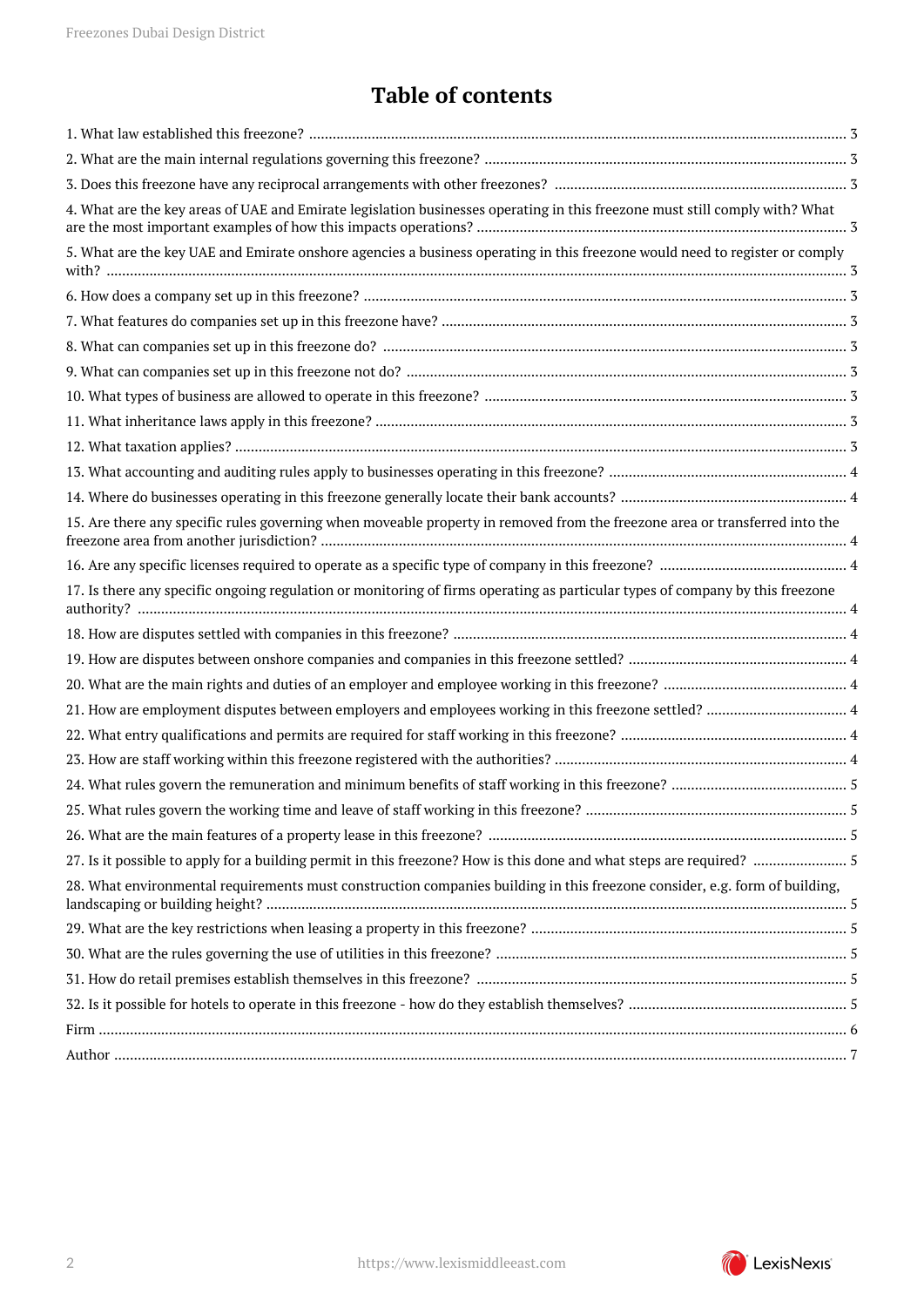# Table of contents

1. What law established this freezone? ........ 3
2. What are the main internal regulations governing this freezone? ........ 3
3. Does this freezone have any reciprocal arrangements with other freezones? ........ 3
4. What are the key areas of UAE and Emirate legislation businesses operating in this freezone must still comply with? What are the most important examples of how this impacts operations? ........ 3
5. What are the key UAE and Emirate onshore agencies a business operating in this freezone would need to register or comply with? ........ 3
6. How does a company set up in this freezone? ........ 3
7. What features do companies set up in this freezone have? ........ 3
8. What can companies set up in this freezone do? ........ 3
9. What can companies set up in this freezone not do? ........ 3
10. What types of business are allowed to operate in this freezone? ........ 3
11. What inheritance laws apply in this freezone? ........ 3
12. What taxation applies? ........ 3
13. What accounting and auditing rules apply to businesses operating in this freezone? ........ 4
14. Where do businesses operating in this freezone generally locate their bank accounts? ........ 4
15. Are there any specific rules governing when moveable property in removed from the freezone area or transferred into the freezone area from another jurisdiction? ........ 4
16. Are any specific licenses required to operate as a specific type of company in this freezone? ........ 4
17. Is there any specific ongoing regulation or monitoring of firms operating as particular types of company by this freezone authority? ........ 4
18. How are disputes settled with companies in this freezone? ........ 4
19. How are disputes between onshore companies and companies in this freezone settled? ........ 4
20. What are the main rights and duties of an employer and employee working in this freezone? ........ 4
21. How are employment disputes between employers and employees working in this freezone settled? ........ 4
22. What entry qualifications and permits are required for staff working in this freezone? ........ 4
23. How are staff working within this freezone registered with the authorities? ........ 4
24. What rules govern the remuneration and minimum benefits of staff working in this freezone? ........ 5
25. What rules govern the working time and leave of staff working in this freezone? ........ 5
26. What are the main features of a property lease in this freezone? ........ 5
27. Is it possible to apply for a building permit in this freezone? How is this done and what steps are required? ........ 5
28. What environmental requirements must construction companies building in this freezone consider, e.g. form of building, landscaping or building height? ........ 5
29. What are the key restrictions when leasing a property in this freezone? ........ 5
30. What are the rules governing the use of utilities in this freezone? ........ 5
31. How do retail premises establish themselves in this freezone? ........ 5
32. Is it possible for hotels to operate in this freezone - how do they establish themselves? ........ 5

Firm ........ 6

Author ........ 7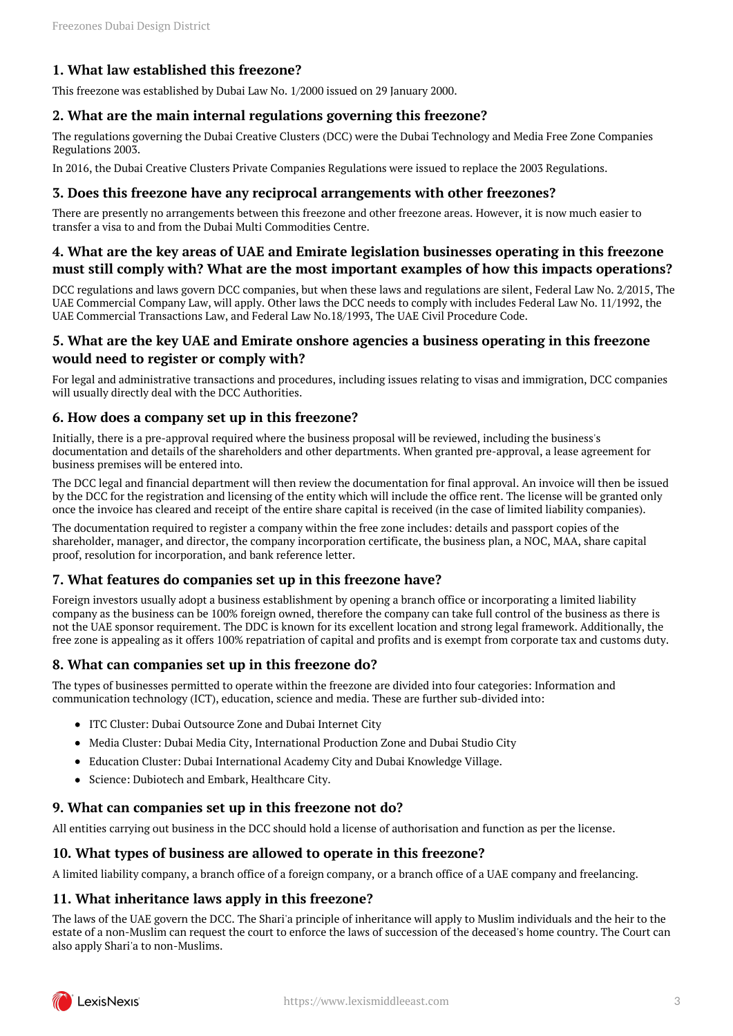### 1. What law established this freezone?

This freezone was established by Dubai Law No. 1/2000 issued on 29 January 2000.

### 2. What are the main internal regulations governing this freezone?

The regulations governing the Dubai Creative Clusters (DCC) were the Dubai Technology and Media Free Zone Companies Regulations 2003.

In 2016, the Dubai Creative Clusters Private Companies Regulations were issued to replace the 2003 Regulations.

### 3. Does this freezone have any reciprocal arrangements with other freezones?

There are presently no arrangements between this freezone and other freezone areas. However, it is now much easier to transfer a visa to and from the Dubai Multi Commodities Centre.

### 4. What are the key areas of UAE and Emirate legislation businesses operating in this freezone must still comply with? What are the most important examples of how this impacts operations?

DCC regulations and laws govern DCC companies, but when these laws and regulations are silent, Federal Law No. 2/2015, The UAE Commercial Company Law, will apply. Other laws the DCC needs to comply with includes Federal Law No. 11/1992, the UAE Commercial Transactions Law, and Federal Law No.18/1993, The UAE Civil Procedure Code.

### 5. What are the key UAE and Emirate onshore agencies a business operating in this freezone would need to register or comply with?

For legal and administrative transactions and procedures, including issues relating to visas and immigration, DCC companies will usually directly deal with the DCC Authorities.

### 6. How does a company set up in this freezone?

Initially, there is a pre-approval required where the business proposal will be reviewed, including the business's documentation and details of the shareholders and other departments. When granted pre-approval, a lease agreement for business premises will be entered into.

The DCC legal and financial department will then review the documentation for final approval. An invoice will then be issued by the DCC for the registration and licensing of the entity which will include the office rent. The license will be granted only once the invoice has cleared and receipt of the entire share capital is received (in the case of limited liability companies).

The documentation required to register a company within the free zone includes: details and passport copies of the shareholder, manager, and director, the company incorporation certificate, the business plan, a NOC, MAA, share capital proof, resolution for incorporation, and bank reference letter.

### 7. What features do companies set up in this freezone have?

Foreign investors usually adopt a business establishment by opening a branch office or incorporating a limited liability company as the business can be 100% foreign owned, therefore the company can take full control of the business as there is not the UAE sponsor requirement. The DDC is known for its excellent location and strong legal framework. Additionally, the free zone is appealing as it offers 100% repatriation of capital and profits and is exempt from corporate tax and customs duty.

### 8. What can companies set up in this freezone do?

The types of businesses permitted to operate within the freezone are divided into four categories: Information and communication technology (ICT), education, science and media. These are further sub-divided into:

- ITC Cluster: Dubai Outsource Zone and Dubai Internet City
- Media Cluster: Dubai Media City, International Production Zone and Dubai Studio City
- Education Cluster: Dubai International Academy City and Dubai Knowledge Village.
- Science: Dubiotech and Embark, Healthcare City.

### 9. What can companies set up in this freezone not do?

All entities carrying out business in the DCC should hold a license of authorisation and function as per the license.

### 10. What types of business are allowed to operate in this freezone?

A limited liability company, a branch office of a foreign company, or a branch office of a UAE company and freelancing.

### 11. What inheritance laws apply in this freezone?

The laws of the UAE govern the DCC. The Shari'a principle of inheritance will apply to Muslim individuals and the heir to the estate of a non-Muslim can request the court to enforce the laws of succession of the deceased's home country. The Court can also apply Shari'a to non-Muslims.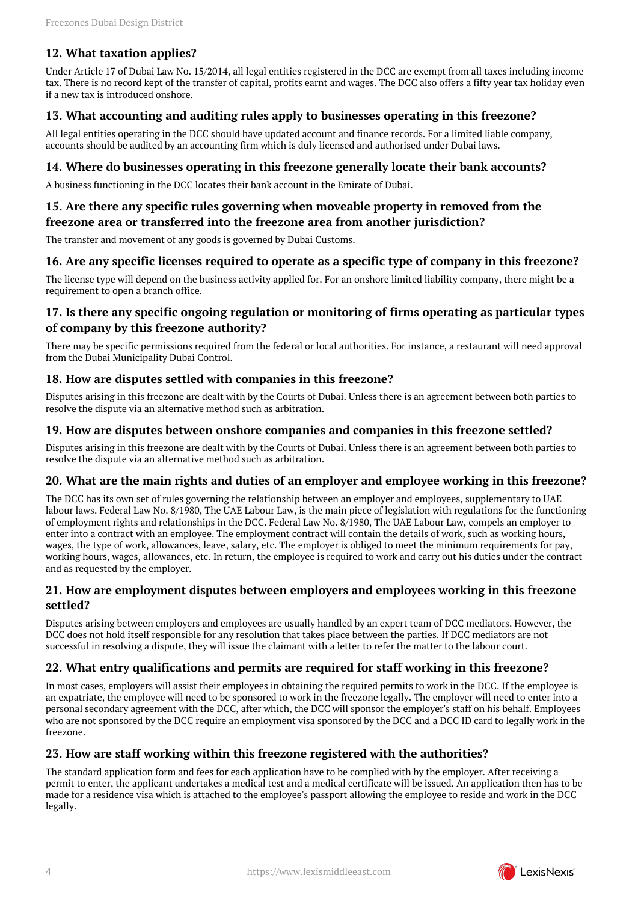## 12. What taxation applies?

Under Article 17 of Dubai Law No. 15/2014, all legal entities registered in the DCC are exempt from all taxes including income tax. There is no record kept of the transfer of capital, profits earnt and wages. The DCC also offers a fifty year tax holiday even if a new tax is introduced onshore.

## 13. What accounting and auditing rules apply to businesses operating in this freezone?

All legal entities operating in the DCC should have updated account and finance records. For a limited liable company, accounts should be audited by an accounting firm which is duly licensed and authorised under Dubai laws.

## 14. Where do businesses operating in this freezone generally locate their bank accounts?

A business functioning in the DCC locates their bank account in the Emirate of Dubai.

## 15. Are there any specific rules governing when moveable property in removed from the freezone area or transferred into the freezone area from another jurisdiction?

The transfer and movement of any goods is governed by Dubai Customs.

## 16. Are any specific licenses required to operate as a specific type of company in this freezone?

The license type will depend on the business activity applied for. For an onshore limited liability company, there might be a requirement to open a branch office.

## 17. Is there any specific ongoing regulation or monitoring of firms operating as particular types of company by this freezone authority?

There may be specific permissions required from the federal or local authorities. For instance, a restaurant will need approval from the Dubai Municipality Dubai Control.

## 18. How are disputes settled with companies in this freezone?

Disputes arising in this freezone are dealt with by the Courts of Dubai. Unless there is an agreement between both parties to resolve the dispute via an alternative method such as arbitration.

## 19. How are disputes between onshore companies and companies in this freezone settled?

Disputes arising in this freezone are dealt with by the Courts of Dubai. Unless there is an agreement between both parties to resolve the dispute via an alternative method such as arbitration.

## 20. What are the main rights and duties of an employer and employee working in this freezone?

The DCC has its own set of rules governing the relationship between an employer and employees, supplementary to UAE labour laws. Federal Law No. 8/1980, The UAE Labour Law, is the main piece of legislation with regulations for the functioning of employment rights and relationships in the DCC. Federal Law No. 8/1980, The UAE Labour Law, compels an employer to enter into a contract with an employee. The employment contract will contain the details of work, such as working hours, wages, the type of work, allowances, leave, salary, etc. The employer is obliged to meet the minimum requirements for pay, working hours, wages, allowances, etc. In return, the employee is required to work and carry out his duties under the contract and as requested by the employer.

## 21. How are employment disputes between employers and employees working in this freezone settled?

Disputes arising between employers and employees are usually handled by an expert team of DCC mediators. However, the DCC does not hold itself responsible for any resolution that takes place between the parties. If DCC mediators are not successful in resolving a dispute, they will issue the claimant with a letter to refer the matter to the labour court.

## 22. What entry qualifications and permits are required for staff working in this freezone?

In most cases, employers will assist their employees in obtaining the required permits to work in the DCC. If the employee is an expatriate, the employee will need to be sponsored to work in the freezone legally. The employer will need to enter into a personal secondary agreement with the DCC, after which, the DCC will sponsor the employer's staff on his behalf. Employees who are not sponsored by the DCC require an employment visa sponsored by the DCC and a DCC ID card to legally work in the freezone.

## 23. How are staff working within this freezone registered with the authorities?

The standard application form and fees for each application have to be complied with by the employer. After receiving a permit to enter, the applicant undertakes a medical test and a medical certificate will be issued. An application then has to be made for a residence visa which is attached to the employee's passport allowing the employee to reside and work in the DCC legally.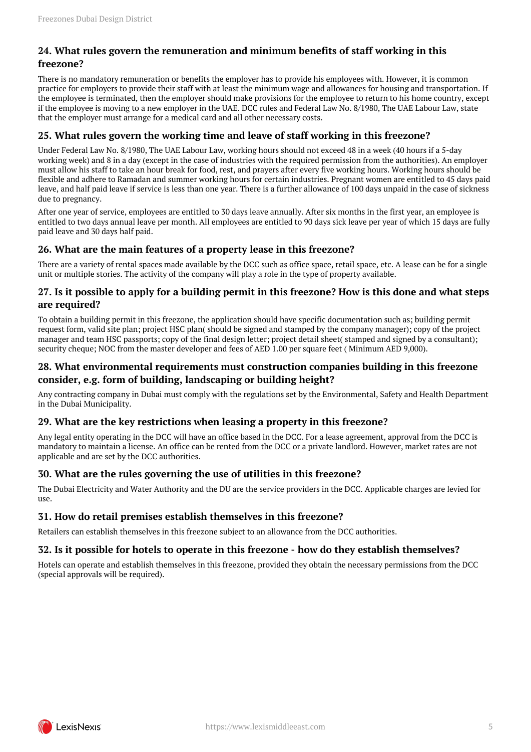## 24. What rules govern the remuneration and minimum benefits of staff working in this freezone?

There is no mandatory remuneration or benefits the employer has to provide his employees with. However, it is common practice for employers to provide their staff with at least the minimum wage and allowances for housing and transportation. If the employee is terminated, then the employer should make provisions for the employee to return to his home country, except if the employee is moving to a new employer in the UAE. DCC rules and Federal Law No. 8/1980, The UAE Labour Law, state that the employer must arrange for a medical card and all other necessary costs.

## 25. What rules govern the working time and leave of staff working in this freezone?

Under Federal Law No. 8/1980, The UAE Labour Law, working hours should not exceed 48 in a week (40 hours if a 5-day working week) and 8 in a day (except in the case of industries with the required permission from the authorities). An employer must allow his staff to take an hour break for food, rest, and prayers after every five working hours. Working hours should be flexible and adhere to Ramadan and summer working hours for certain industries. Pregnant women are entitled to 45 days paid leave, and half paid leave if service is less than one year. There is a further allowance of 100 days unpaid in the case of sickness due to pregnancy.

After one year of service, employees are entitled to 30 days leave annually. After six months in the first year, an employee is entitled to two days annual leave per month. All employees are entitled to 90 days sick leave per year of which 15 days are fully paid leave and 30 days half paid.

## 26. What are the main features of a property lease in this freezone?

There are a variety of rental spaces made available by the DCC such as office space, retail space, etc. A lease can be for a single unit or multiple stories. The activity of the company will play a role in the type of property available.

## 27. Is it possible to apply for a building permit in this freezone? How is this done and what steps are required?

To obtain a building permit in this freezone, the application should have specific documentation such as; building permit request form, valid site plan; project HSC plan( should be signed and stamped by the company manager); copy of the project manager and team HSC passports; copy of the final design letter; project detail sheet( stamped and signed by a consultant); security cheque; NOC from the master developer and fees of AED 1.00 per square feet ( Minimum AED 9,000).

## 28. What environmental requirements must construction companies building in this freezone consider, e.g. form of building, landscaping or building height?

Any contracting company in Dubai must comply with the regulations set by the Environmental, Safety and Health Department in the Dubai Municipality.

## 29. What are the key restrictions when leasing a property in this freezone?

Any legal entity operating in the DCC will have an office based in the DCC. For a lease agreement, approval from the DCC is mandatory to maintain a license. An office can be rented from the DCC or a private landlord. However, market rates are not applicable and are set by the DCC authorities.

## 30. What are the rules governing the use of utilities in this freezone?

The Dubai Electricity and Water Authority and the DU are the service providers in the DCC. Applicable charges are levied for use.

## 31. How do retail premises establish themselves in this freezone?

Retailers can establish themselves in this freezone subject to an allowance from the DCC authorities.

## 32. Is it possible for hotels to operate in this freezone - how do they establish themselves?

Hotels can operate and establish themselves in this freezone, provided they obtain the necessary permissions from the DCC (special approvals will be required).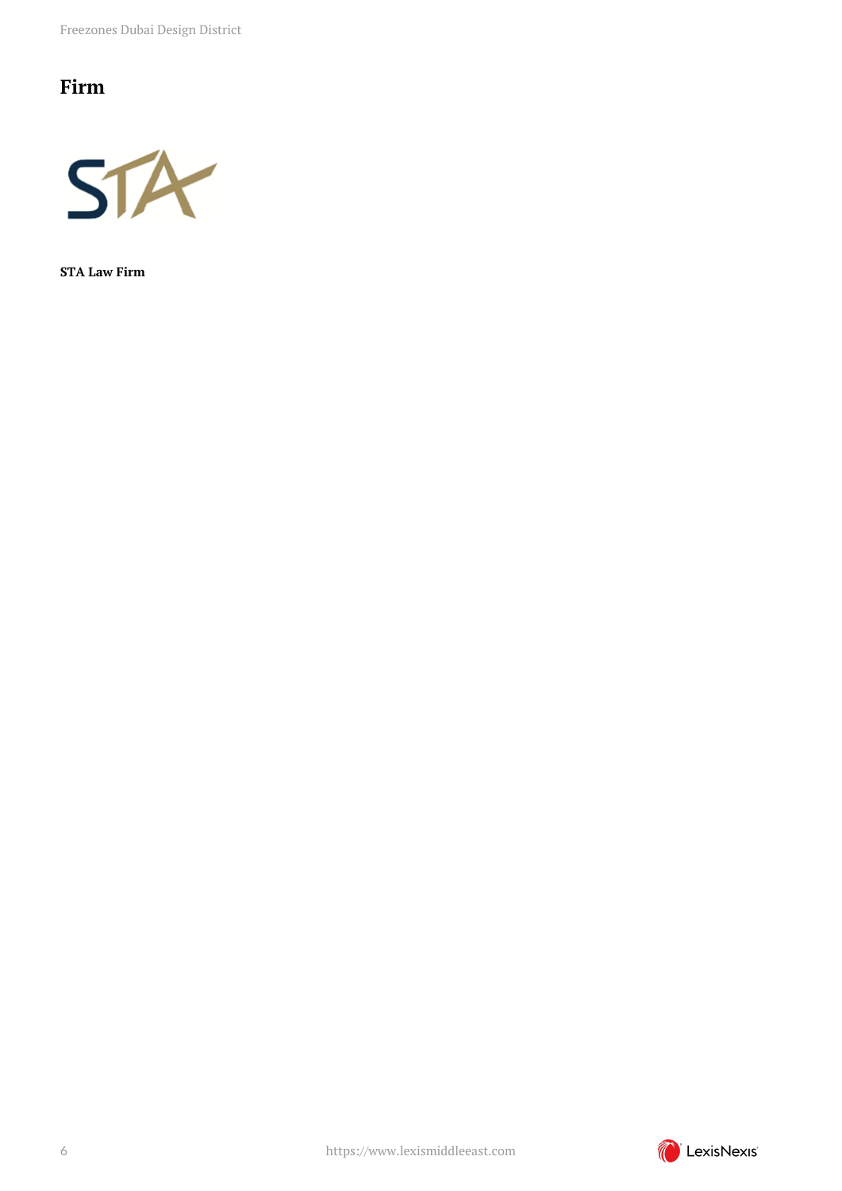## Firm

**STA Law Firm**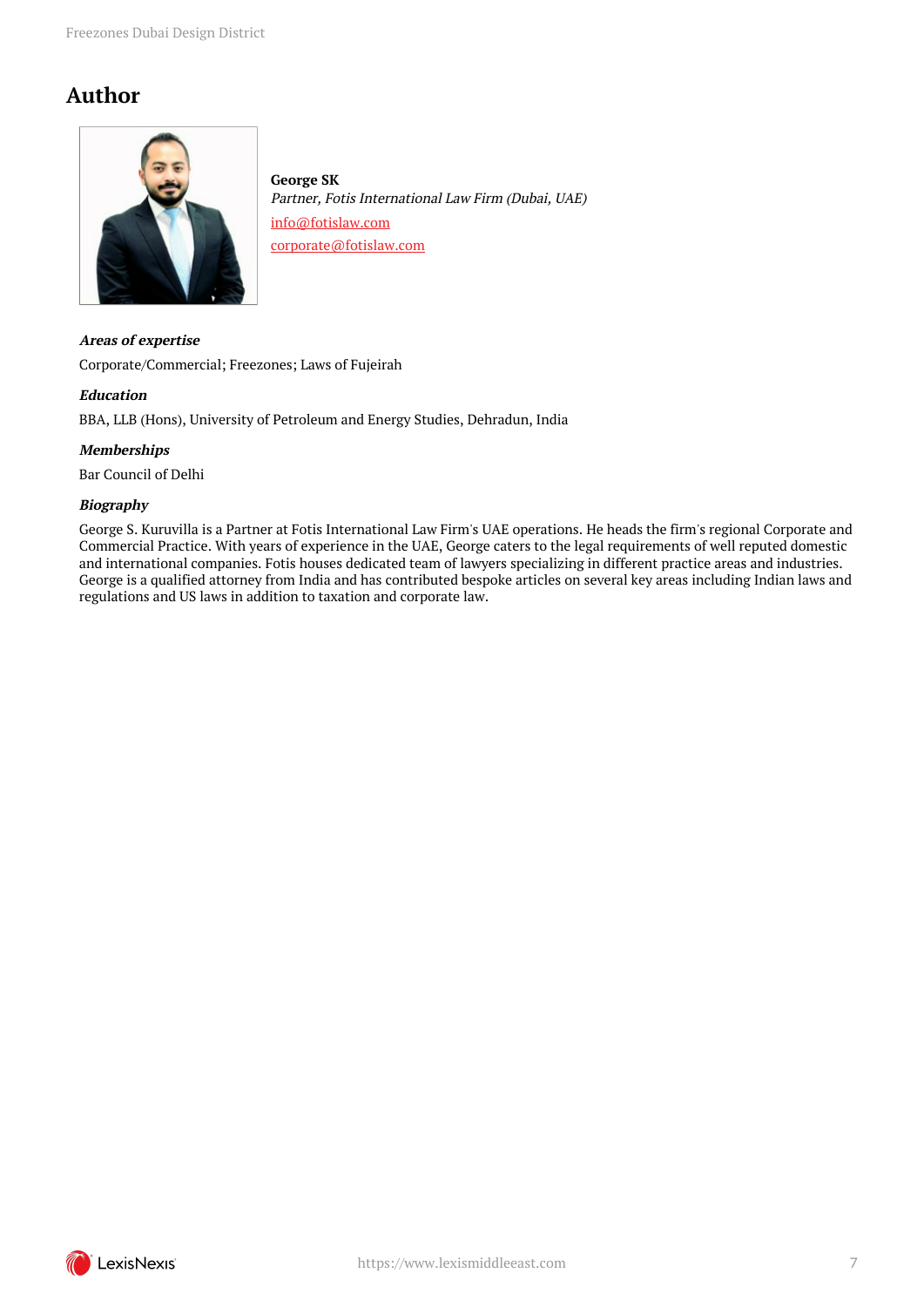# Author

**George SK**
*Partner, Fotis International Law Firm (Dubai, UAE)*
info@fotislaw.com
corporate@fotislaw.com

***Areas of expertise***

Corporate/Commercial; Freezones; Laws of Fujeirah

***Education***

BBA, LLB (Hons), University of Petroleum and Energy Studies, Dehradun, India

***Memberships***

Bar Council of Delhi

***Biography***

George S. Kuruvilla is a Partner at Fotis International Law Firm's UAE operations. He heads the firm's regional Corporate and Commercial Practice. With years of experience in the UAE, George caters to the legal requirements of well reputed domestic and international companies. Fotis houses dedicated team of lawyers specializing in different practice areas and industries. George is a qualified attorney from India and has contributed bespoke articles on several key areas including Indian laws and regulations and US laws in addition to taxation and corporate law.